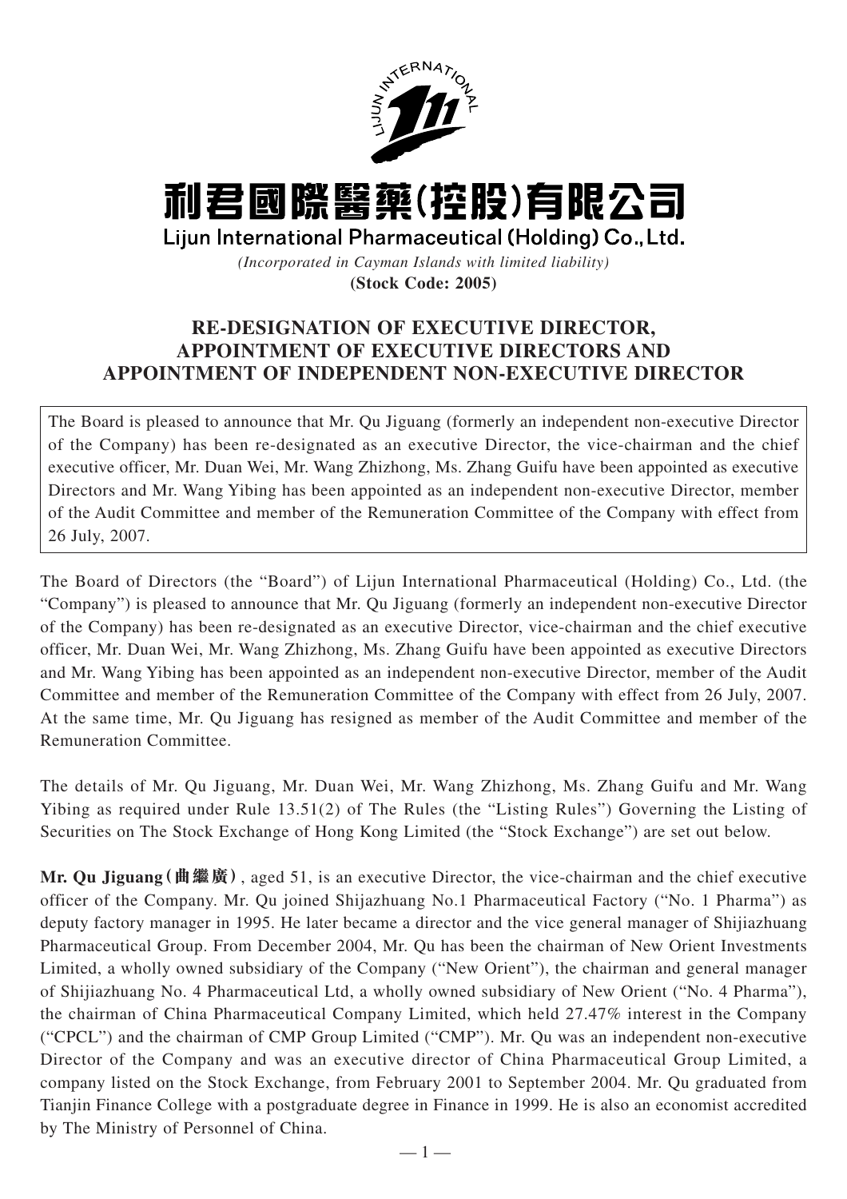# 利君國際醫藥(控股)有限公司

**Lijun International Pharmaceutical (Holding) Co., Ltd.**

*(Incorporated in Cayman Islands with limited liability)*

**(Stock Code: 2005)**

## RE-DESIGNATION OF EXECUTIVE DIRECTOR, APPOINTMENT OF EXECUTIVE DIRECTORS AND APPOINTMENT OF INDEPENDENT NON-EXECUTIVE DIRECTOR

The Board is pleased to announce that Mr. Qu Jiguang (formerly an independent non-executive Director of the Company) has been re-designated as an executive Director, the vice-chairman and the chief executive officer, Mr. Duan Wei, Mr. Wang Zhizhong, Ms. Zhang Guifu have been appointed as executive Directors and Mr. Wang Yibing has been appointed as an independent non-executive Director, member of the Audit Committee and member of the Remuneration Committee of the Company with effect from 26 July, 2007.

The Board of Directors (the "Board") of Lijun International Pharmaceutical (Holding) Co., Ltd. (the "Company") is pleased to announce that Mr. Qu Jiguang (formerly an independent non-executive Director of the Company) has been re-designated as an executive Director, vice-chairman and the chief executive officer, Mr. Duan Wei, Mr. Wang Zhizhong, Ms. Zhang Guifu have been appointed as executive Directors and Mr. Wang Yibing has been appointed as an independent non-executive Director, member of the Audit Committee and member of the Remuneration Committee of the Company with effect from 26 July, 2007. At the same time, Mr. Qu Jiguang has resigned as member of the Audit Committee and member of the Remuneration Committee.

The details of Mr. Qu Jiguang, Mr. Duan Wei, Mr. Wang Zhizhong, Ms. Zhang Guifu and Mr. Wang Yibing as required under Rule 13.51(2) of The Rules (the "Listing Rules") Governing the Listing of Securities on The Stock Exchange of Hong Kong Limited (the "Stock Exchange") are set out below.

**Mr. Qu Jiguang (曲繼廣)**, aged 51, is an executive Director, the vice-chairman and the chief executive officer of the Company. Mr. Qu joined Shijazhuang No.1 Pharmaceutical Factory ("No. 1 Pharma") as deputy factory manager in 1995. He later became a director and the vice general manager of Shijiazhuang Pharmaceutical Group. From December 2004, Mr. Qu has been the chairman of New Orient Investments Limited, a wholly owned subsidiary of the Company ("New Orient"), the chairman and general manager of Shijiazhuang No. 4 Pharmaceutical Ltd, a wholly owned subsidiary of New Orient ("No. 4 Pharma"), the chairman of China Pharmaceutical Company Limited, which held 27.47% interest in the Company ("CPCL") and the chairman of CMP Group Limited ("CMP"). Mr. Qu was an independent non-executive Director of the Company and was an executive director of China Pharmaceutical Group Limited, a company listed on the Stock Exchange, from February 2001 to September 2004. Mr. Qu graduated from Tianjin Finance College with a postgraduate degree in Finance in 1999. He is also an economist accredited by The Ministry of Personnel of China.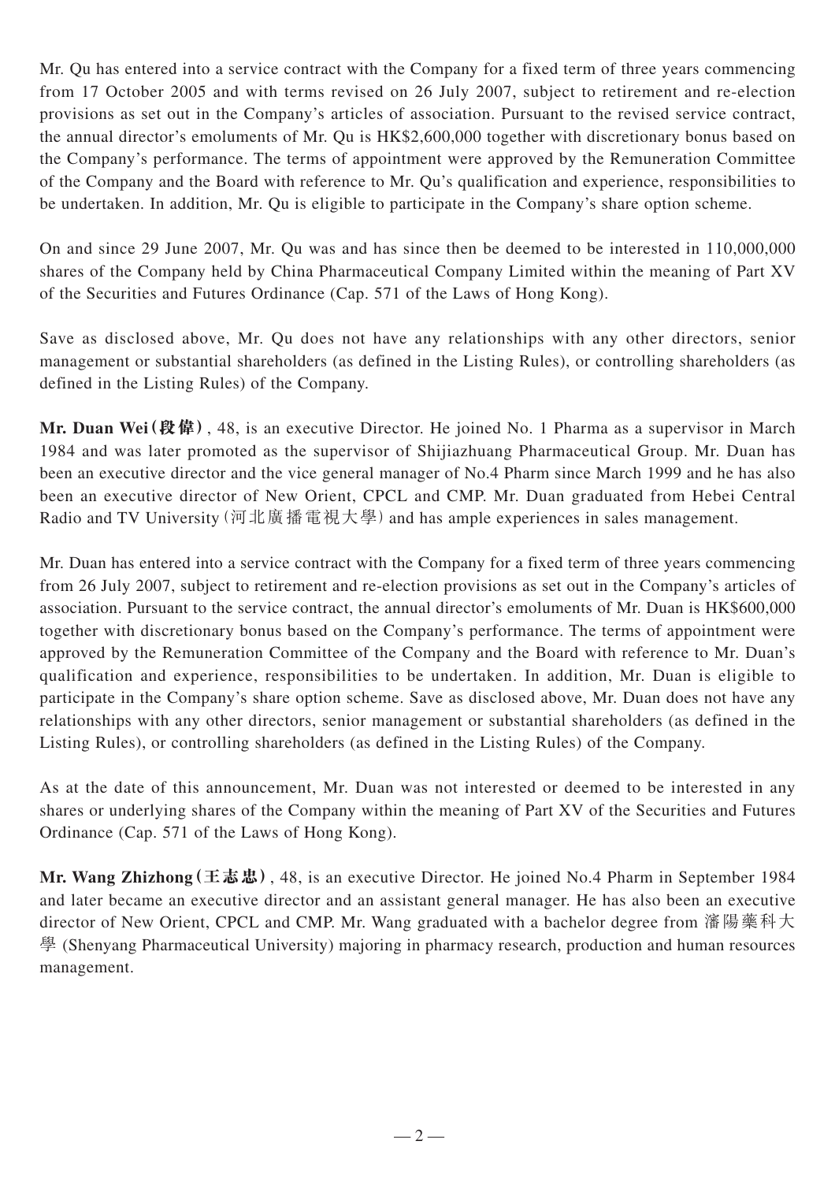Mr. Qu has entered into a service contract with the Company for a fixed term of three years commencing from 17 October 2005 and with terms revised on 26 July 2007, subject to retirement and re-election provisions as set out in the Company's articles of association. Pursuant to the revised service contract, the annual director's emoluments of Mr. Qu is HK$2,600,000 together with discretionary bonus based on the Company's performance. The terms of appointment were approved by the Remuneration Committee of the Company and the Board with reference to Mr. Qu's qualification and experience, responsibilities to be undertaken. In addition, Mr. Qu is eligible to participate in the Company's share option scheme.

On and since 29 June 2007, Mr. Qu was and has since then be deemed to be interested in 110,000,000 shares of the Company held by China Pharmaceutical Company Limited within the meaning of Part XV of the Securities and Futures Ordinance (Cap. 571 of the Laws of Hong Kong).

Save as disclosed above, Mr. Qu does not have any relationships with any other directors, senior management or substantial shareholders (as defined in the Listing Rules), or controlling shareholders (as defined in the Listing Rules) of the Company.

**Mr. Duan Wei (段偉)**, 48, is an executive Director. He joined No. 1 Pharma as a supervisor in March 1984 and was later promoted as the supervisor of Shijiazhuang Pharmaceutical Group. Mr. Duan has been an executive director and the vice general manager of No.4 Pharm since March 1999 and he has also been an executive director of New Orient, CPCL and CMP. Mr. Duan graduated from Hebei Central Radio and TV University (河北廣播電視大學) and has ample experiences in sales management.

Mr. Duan has entered into a service contract with the Company for a fixed term of three years commencing from 26 July 2007, subject to retirement and re-election provisions as set out in the Company's articles of association. Pursuant to the service contract, the annual director's emoluments of Mr. Duan is HK$600,000 together with discretionary bonus based on the Company's performance. The terms of appointment were approved by the Remuneration Committee of the Company and the Board with reference to Mr. Duan's qualification and experience, responsibilities to be undertaken. In addition, Mr. Duan is eligible to participate in the Company's share option scheme. Save as disclosed above, Mr. Duan does not have any relationships with any other directors, senior management or substantial shareholders (as defined in the Listing Rules), or controlling shareholders (as defined in the Listing Rules) of the Company.

As at the date of this announcement, Mr. Duan was not interested or deemed to be interested in any shares or underlying shares of the Company within the meaning of Part XV of the Securities and Futures Ordinance (Cap. 571 of the Laws of Hong Kong).

**Mr. Wang Zhizhong (王志忠)**, 48, is an executive Director. He joined No.4 Pharm in September 1984 and later became an executive director and an assistant general manager. He has also been an executive director of New Orient, CPCL and CMP. Mr. Wang graduated with a bachelor degree from 瀋陽藥科大學 (Shenyang Pharmaceutical University) majoring in pharmacy research, production and human resources management.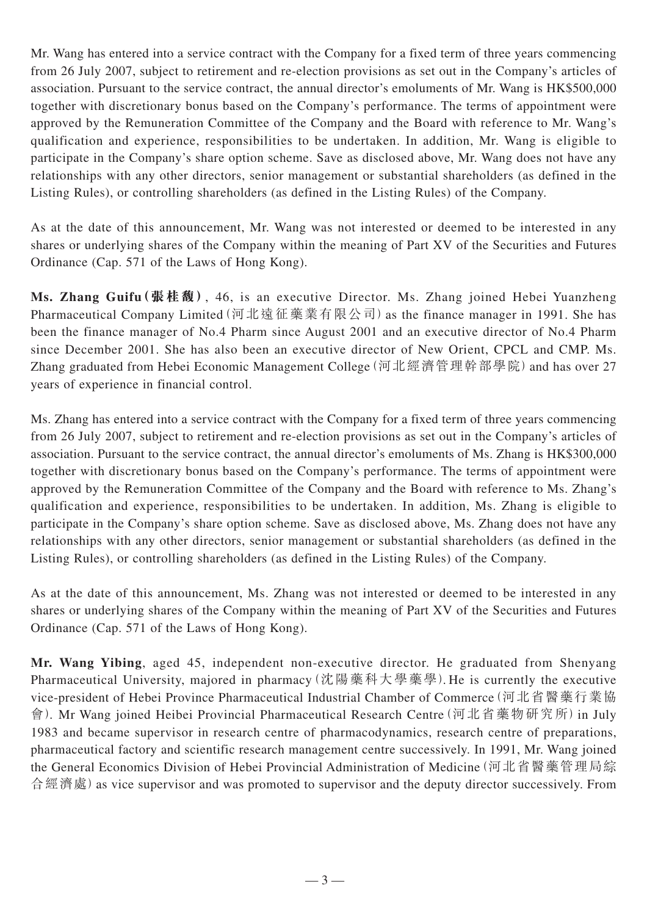Mr. Wang has entered into a service contract with the Company for a fixed term of three years commencing from 26 July 2007, subject to retirement and re-election provisions as set out in the Company's articles of association. Pursuant to the service contract, the annual director's emoluments of Mr. Wang is HK$500,000 together with discretionary bonus based on the Company's performance. The terms of appointment were approved by the Remuneration Committee of the Company and the Board with reference to Mr. Wang's qualification and experience, responsibilities to be undertaken. In addition, Mr. Wang is eligible to participate in the Company's share option scheme. Save as disclosed above, Mr. Wang does not have any relationships with any other directors, senior management or substantial shareholders (as defined in the Listing Rules), or controlling shareholders (as defined in the Listing Rules) of the Company.

As at the date of this announcement, Mr. Wang was not interested or deemed to be interested in any shares or underlying shares of the Company within the meaning of Part XV of the Securities and Futures Ordinance (Cap. 571 of the Laws of Hong Kong).

**Ms. Zhang Guifu (張桂馥)**, 46, is an executive Director. Ms. Zhang joined Hebei Yuanzheng Pharmaceutical Company Limited (河北遠征藥業有限公司) as the finance manager in 1991. She has been the finance manager of No.4 Pharm since August 2001 and an executive director of No.4 Pharm since December 2001. She has also been an executive director of New Orient, CPCL and CMP. Ms. Zhang graduated from Hebei Economic Management College (河北經濟管理幹部學院) and has over 27 years of experience in financial control.

Ms. Zhang has entered into a service contract with the Company for a fixed term of three years commencing from 26 July 2007, subject to retirement and re-election provisions as set out in the Company's articles of association. Pursuant to the service contract, the annual director's emoluments of Ms. Zhang is HK$300,000 together with discretionary bonus based on the Company's performance. The terms of appointment were approved by the Remuneration Committee of the Company and the Board with reference to Ms. Zhang's qualification and experience, responsibilities to be undertaken. In addition, Ms. Zhang is eligible to participate in the Company's share option scheme. Save as disclosed above, Ms. Zhang does not have any relationships with any other directors, senior management or substantial shareholders (as defined in the Listing Rules), or controlling shareholders (as defined in the Listing Rules) of the Company.

As at the date of this announcement, Ms. Zhang was not interested or deemed to be interested in any shares or underlying shares of the Company within the meaning of Part XV of the Securities and Futures Ordinance (Cap. 571 of the Laws of Hong Kong).

**Mr. Wang Yibing**, aged 45, independent non-executive director. He graduated from Shenyang Pharmaceutical University, majored in pharmacy (沈陽藥科大學藥學). He is currently the executive vice-president of Hebei Province Pharmaceutical Industrial Chamber of Commerce (河北省醫藥行業協會). Mr Wang joined Heibei Provincial Pharmaceutical Research Centre (河北省藥物研究所) in July 1983 and became supervisor in research centre of pharmacodynamics, research centre of preparations, pharmaceutical factory and scientific research management centre successively. In 1991, Mr. Wang joined the General Economics Division of Hebei Provincial Administration of Medicine (河北省醫藥管理局綜合經濟處) as vice supervisor and was promoted to supervisor and the deputy director successively. From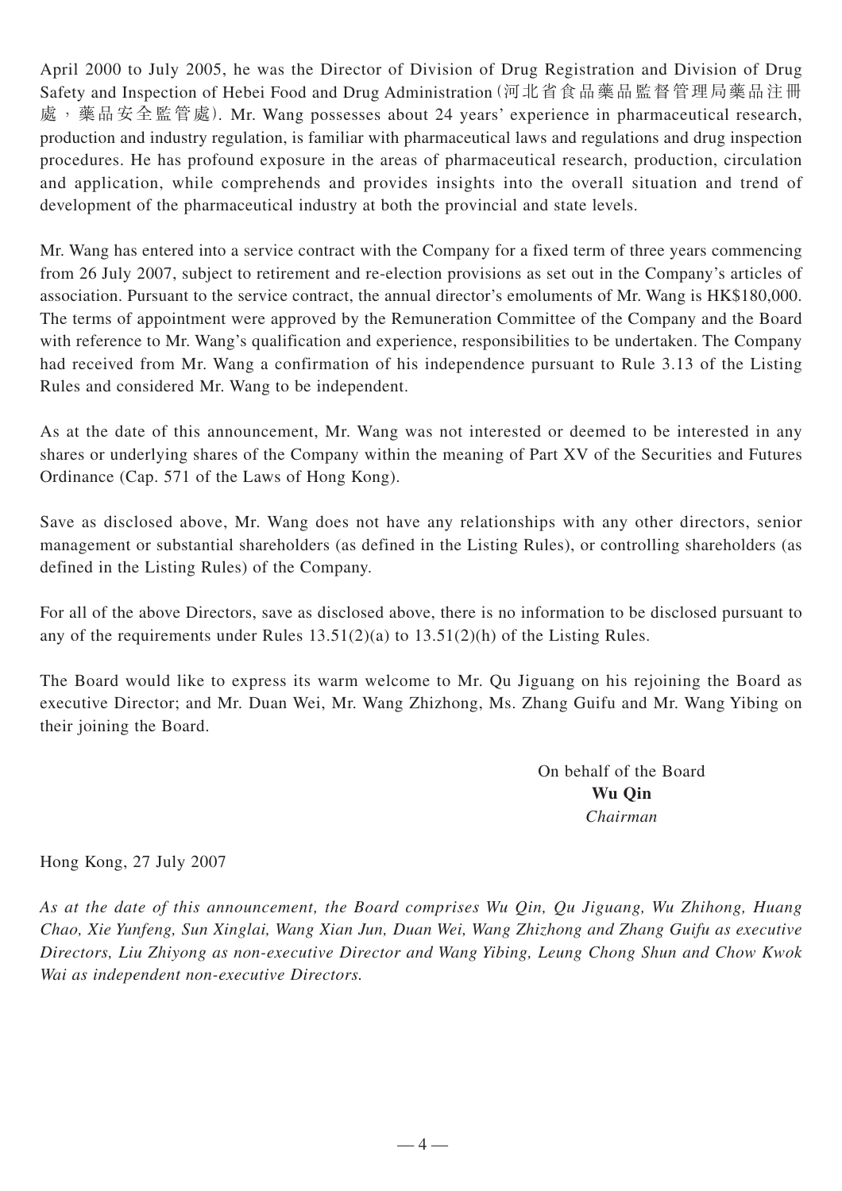April 2000 to July 2005, he was the Director of Division of Drug Registration and Division of Drug Safety and Inspection of Hebei Food and Drug Administration（河北省食品藥品監督管理局藥品注冊處，藥品安全監管處）. Mr. Wang possesses about 24 years' experience in pharmaceutical research, production and industry regulation, is familiar with pharmaceutical laws and regulations and drug inspection procedures. He has profound exposure in the areas of pharmaceutical research, production, circulation and application, while comprehends and provides insights into the overall situation and trend of development of the pharmaceutical industry at both the provincial and state levels.

Mr. Wang has entered into a service contract with the Company for a fixed term of three years commencing from 26 July 2007, subject to retirement and re-election provisions as set out in the Company's articles of association. Pursuant to the service contract, the annual director's emoluments of Mr. Wang is HK$180,000. The terms of appointment were approved by the Remuneration Committee of the Company and the Board with reference to Mr. Wang's qualification and experience, responsibilities to be undertaken. The Company had received from Mr. Wang a confirmation of his independence pursuant to Rule 3.13 of the Listing Rules and considered Mr. Wang to be independent.

As at the date of this announcement, Mr. Wang was not interested or deemed to be interested in any shares or underlying shares of the Company within the meaning of Part XV of the Securities and Futures Ordinance (Cap. 571 of the Laws of Hong Kong).

Save as disclosed above, Mr. Wang does not have any relationships with any other directors, senior management or substantial shareholders (as defined in the Listing Rules), or controlling shareholders (as defined in the Listing Rules) of the Company.

For all of the above Directors, save as disclosed above, there is no information to be disclosed pursuant to any of the requirements under Rules 13.51(2)(a) to 13.51(2)(h) of the Listing Rules.

The Board would like to express its warm welcome to Mr. Qu Jiguang on his rejoining the Board as executive Director; and Mr. Duan Wei, Mr. Wang Zhizhong, Ms. Zhang Guifu and Mr. Wang Yibing on their joining the Board.

On behalf of the Board
**Wu Qin**
*Chairman*

Hong Kong, 27 July 2007

*As at the date of this announcement, the Board comprises Wu Qin, Qu Jiguang, Wu Zhihong, Huang Chao, Xie Yunfeng, Sun Xinglai, Wang Xian Jun, Duan Wei, Wang Zhizhong and Zhang Guifu as executive Directors, Liu Zhiyong as non-executive Director and Wang Yibing, Leung Chong Shun and Chow Kwok Wai as independent non-executive Directors.*